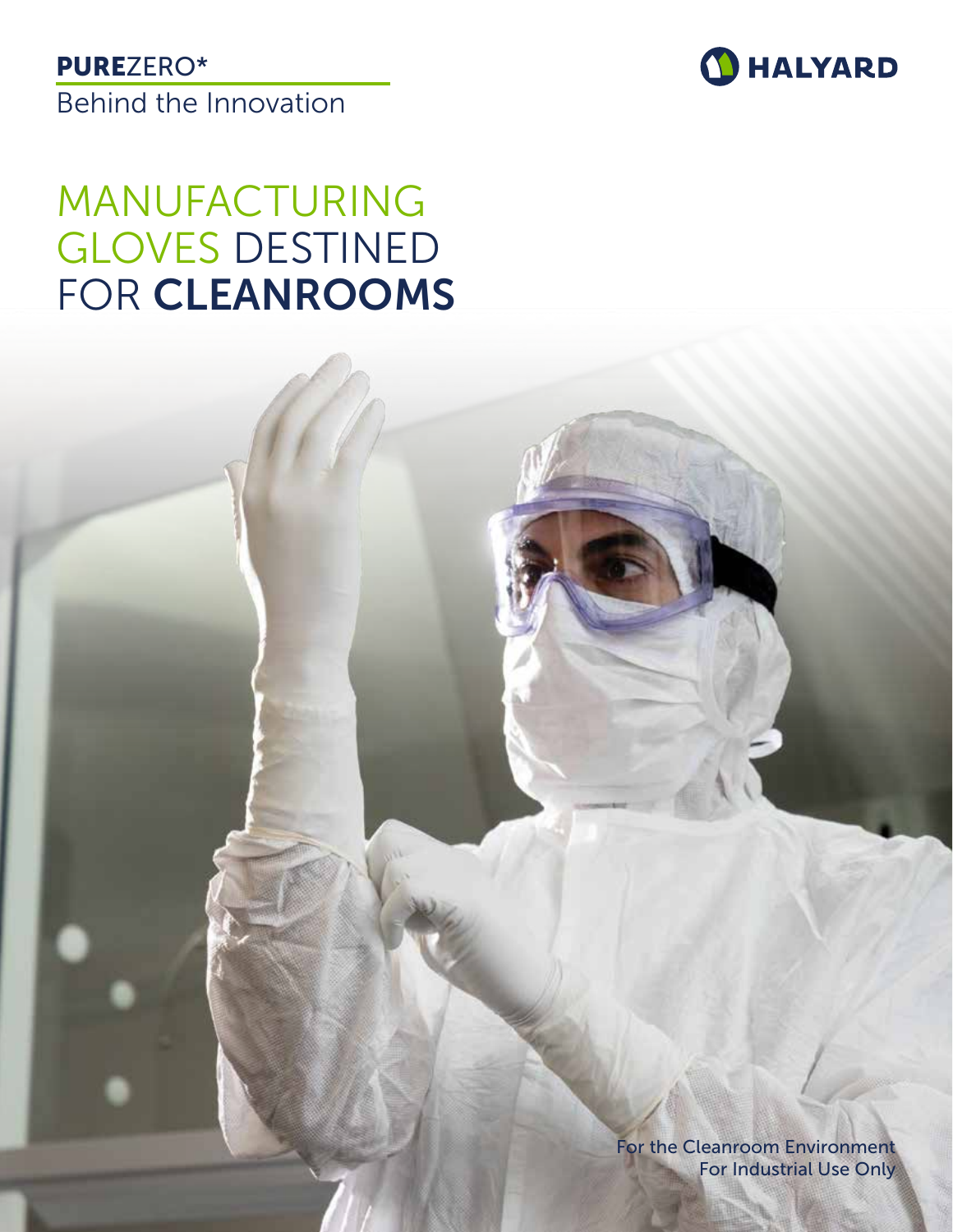**PURE**ZERO*

Behind the Innovation

HALYARD

# MANUFACTURING GLOVES DESTINED FOR **CLEANROOMS**

For the Cleanroom Environment

For Industrial Use Only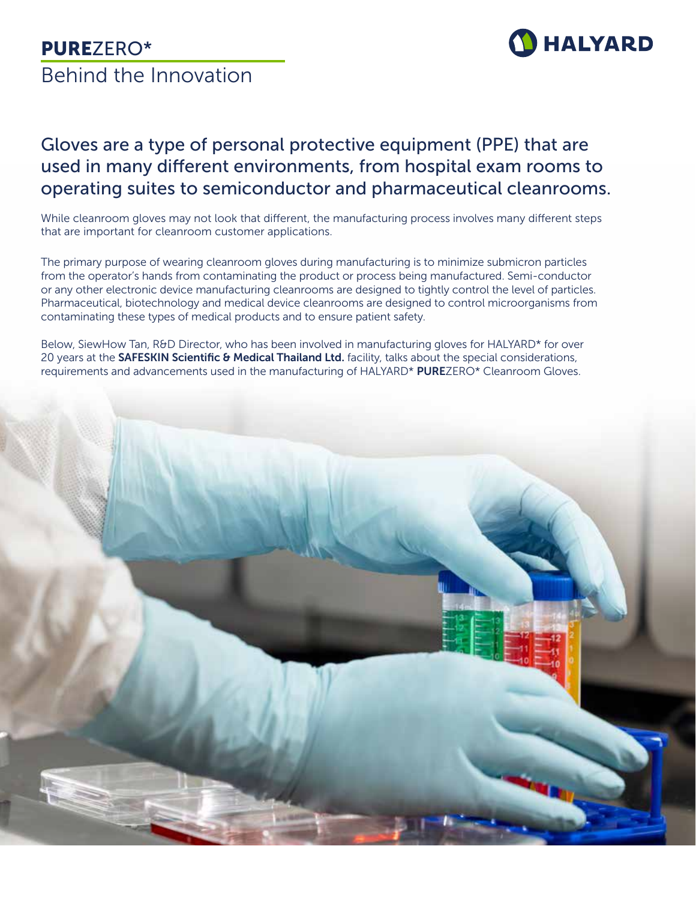# **PURE**ZERO*

## Behind the Innovation

### Gloves are a type of personal protective equipment (PPE) that are used in many different environments, from hospital exam rooms to operating suites to semiconductor and pharmaceutical cleanrooms.

While cleanroom gloves may not look that different, the manufacturing process involves many different steps that are important for cleanroom customer applications.

The primary purpose of wearing cleanroom gloves during manufacturing is to minimize submicron particles from the operator's hands from contaminating the product or process being manufactured. Semi-conductor or any other electronic device manufacturing cleanrooms are designed to tightly control the level of particles. Pharmaceutical, biotechnology and medical device cleanrooms are designed to control microorganisms from contaminating these types of medical products and to ensure patient safety.

Below, SiewHow Tan, R&D Director, who has been involved in manufacturing gloves for HALYARD* for over 20 years at the **SAFESKIN Scientific & Medical Thailand Ltd.** facility, talks about the special considerations, requirements and advancements used in the manufacturing of HALYARD* **PURE**ZERO* Cleanroom Gloves.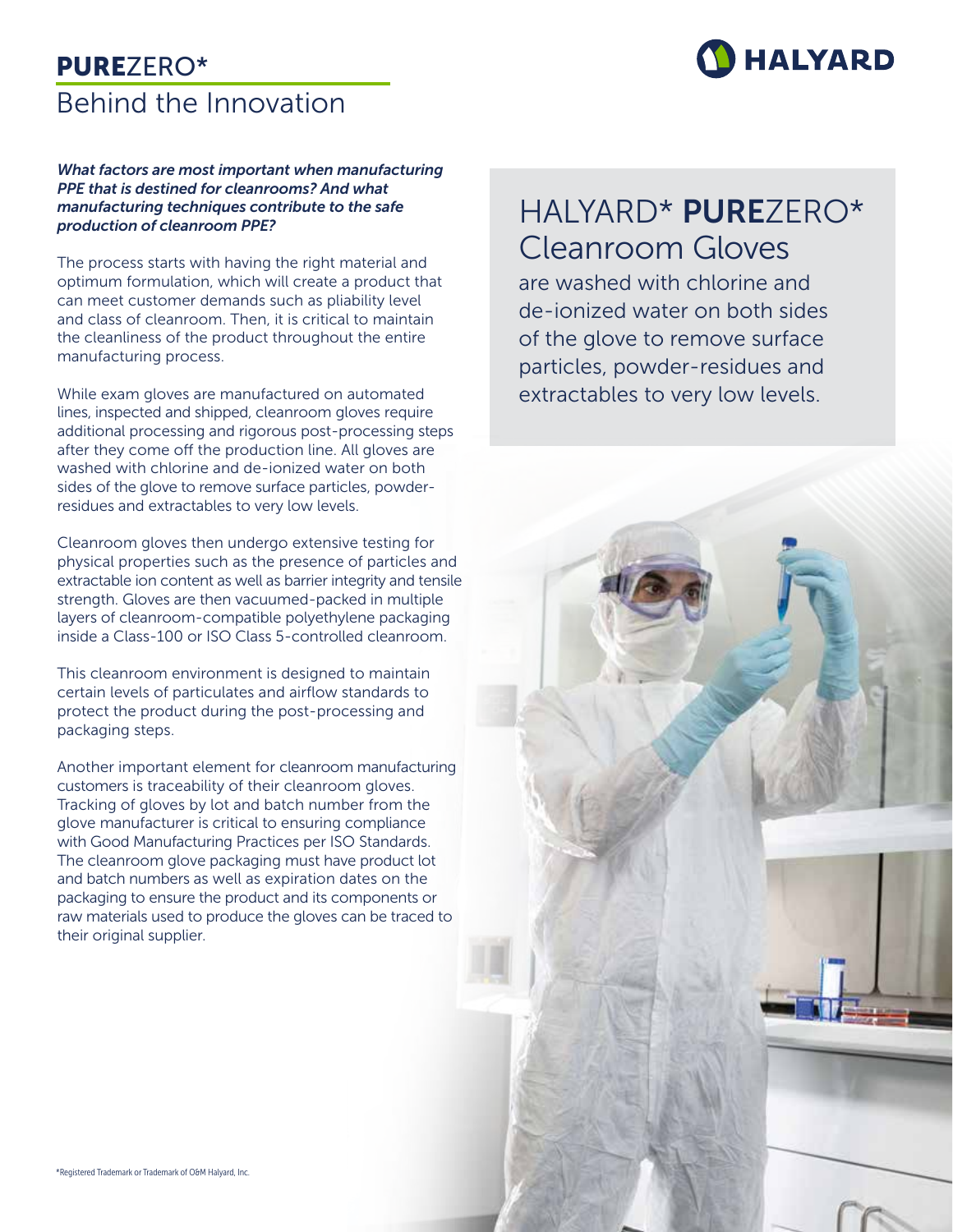# **PURE**ZERO*

## Behind the Innovation

***What factors are most important when manufacturing PPE that is destined for cleanrooms? And what manufacturing techniques contribute to the safe production of cleanroom PPE?***

The process starts with having the right material and optimum formulation, which will create a product that can meet customer demands such as pliability level and class of cleanroom. Then, it is critical to maintain the cleanliness of the product throughout the entire manufacturing process.

While exam gloves are manufactured on automated lines, inspected and shipped, cleanroom gloves require additional processing and rigorous post-processing steps after they come off the production line. All gloves are washed with chlorine and de-ionized water on both sides of the glove to remove surface particles, powder-residues and extractables to very low levels.

Cleanroom gloves then undergo extensive testing for physical properties such as the presence of particles and extractable ion content as well as barrier integrity and tensile strength. Gloves are then vacuumed-packed in multiple layers of cleanroom-compatible polyethylene packaging inside a Class-100 or ISO Class 5-controlled cleanroom.

This cleanroom environment is designed to maintain certain levels of particulates and airflow standards to protect the product during the post-processing and packaging steps.

Another important element for cleanroom manufacturing customers is traceability of their cleanroom gloves. Tracking of gloves by lot and batch number from the glove manufacturer is critical to ensuring compliance with Good Manufacturing Practices per ISO Standards. The cleanroom glove packaging must have product lot and batch numbers as well as expiration dates on the packaging to ensure the product and its components or raw materials used to produce the gloves can be traced to their original supplier.

## HALYARD* **PURE**ZERO* Cleanroom Gloves

are washed with chlorine and de-ionized water on both sides of the glove to remove surface particles, powder-residues and extractables to very low levels.

*Registered Trademark or Trademark of O&M Halyard, Inc.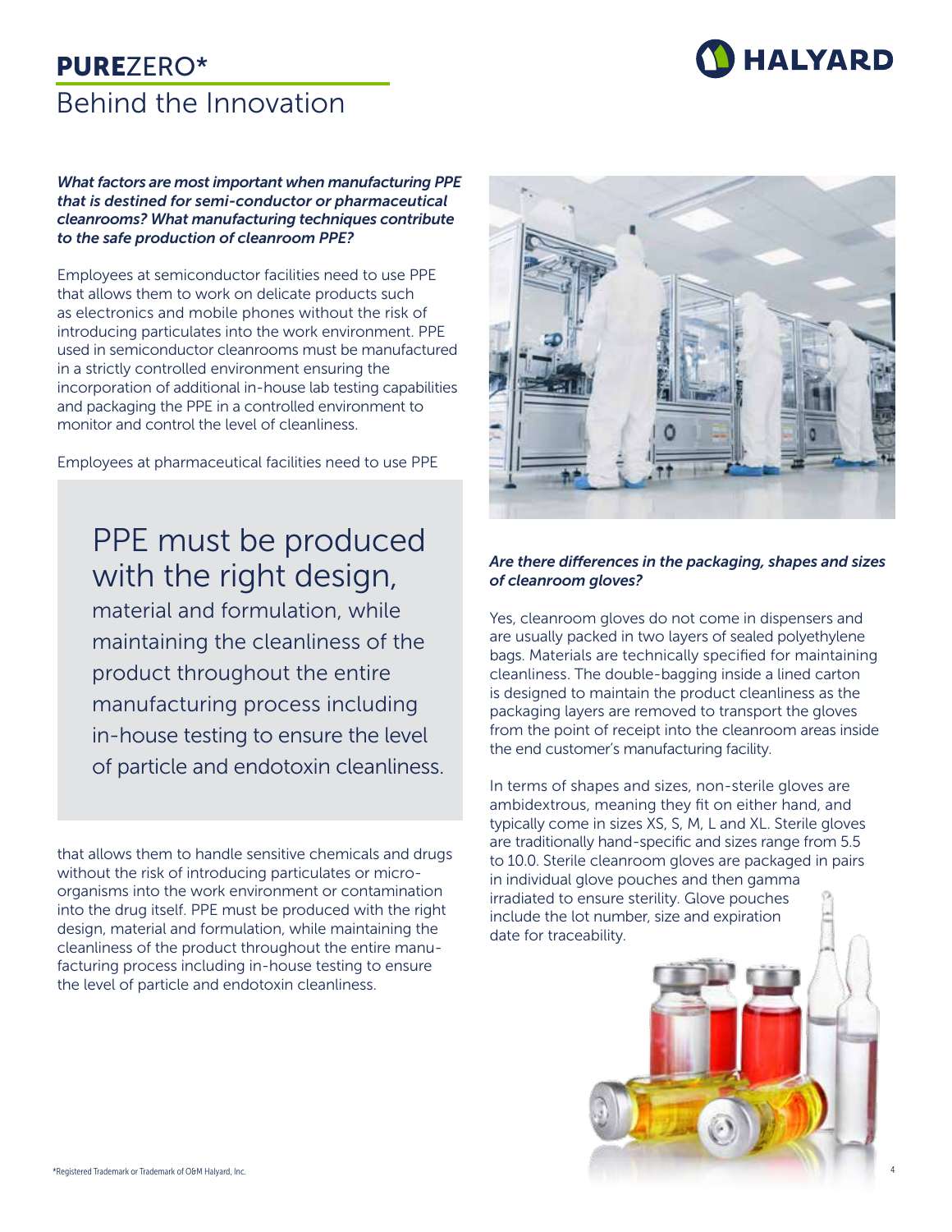# **PURE**ZERO*

## Behind the Innovation

***What factors are most important when manufacturing PPE that is destined for semi-conductor or pharmaceutical cleanrooms? What manufacturing techniques contribute to the safe production of cleanroom PPE?***

Employees at semiconductor facilities need to use PPE that allows them to work on delicate products such as electronics and mobile phones without the risk of introducing particulates into the work environment. PPE used in semiconductor cleanrooms must be manufactured in a strictly controlled environment ensuring the incorporation of additional in-house lab testing capabilities and packaging the PPE in a controlled environment to monitor and control the level of cleanliness.

Employees at pharmaceutical facilities need to use PPE that allows them to handle sensitive chemicals and drugs without the risk of introducing particulates or micro-organisms into the work environment or contamination into the drug itself. PPE must be produced with the right design, material and formulation, while maintaining the cleanliness of the product throughout the entire manufacturing process including in-house testing to ensure the level of particle and endotoxin cleanliness.

> PPE must be produced with the right design, material and formulation, while maintaining the cleanliness of the product throughout the entire manufacturing process including in-house testing to ensure the level of particle and endotoxin cleanliness.

***Are there differences in the packaging, shapes and sizes of cleanroom gloves?***

Yes, cleanroom gloves do not come in dispensers and are usually packed in two layers of sealed polyethylene bags. Materials are technically specified for maintaining cleanliness. The double-bagging inside a lined carton is designed to maintain the product cleanliness as the packaging layers are removed to transport the gloves from the point of receipt into the cleanroom areas inside the end customer's manufacturing facility.

In terms of shapes and sizes, non-sterile gloves are ambidextrous, meaning they fit on either hand, and typically come in sizes XS, S, M, L and XL. Sterile gloves are traditionally hand-specific and sizes range from 5.5 to 10.0. Sterile cleanroom gloves are packaged in pairs in individual glove pouches and then gamma irradiated to ensure sterility. Glove pouches include the lot number, size and expiration date for traceability.

*Registered Trademark or Trademark of O&M Halyard, Inc.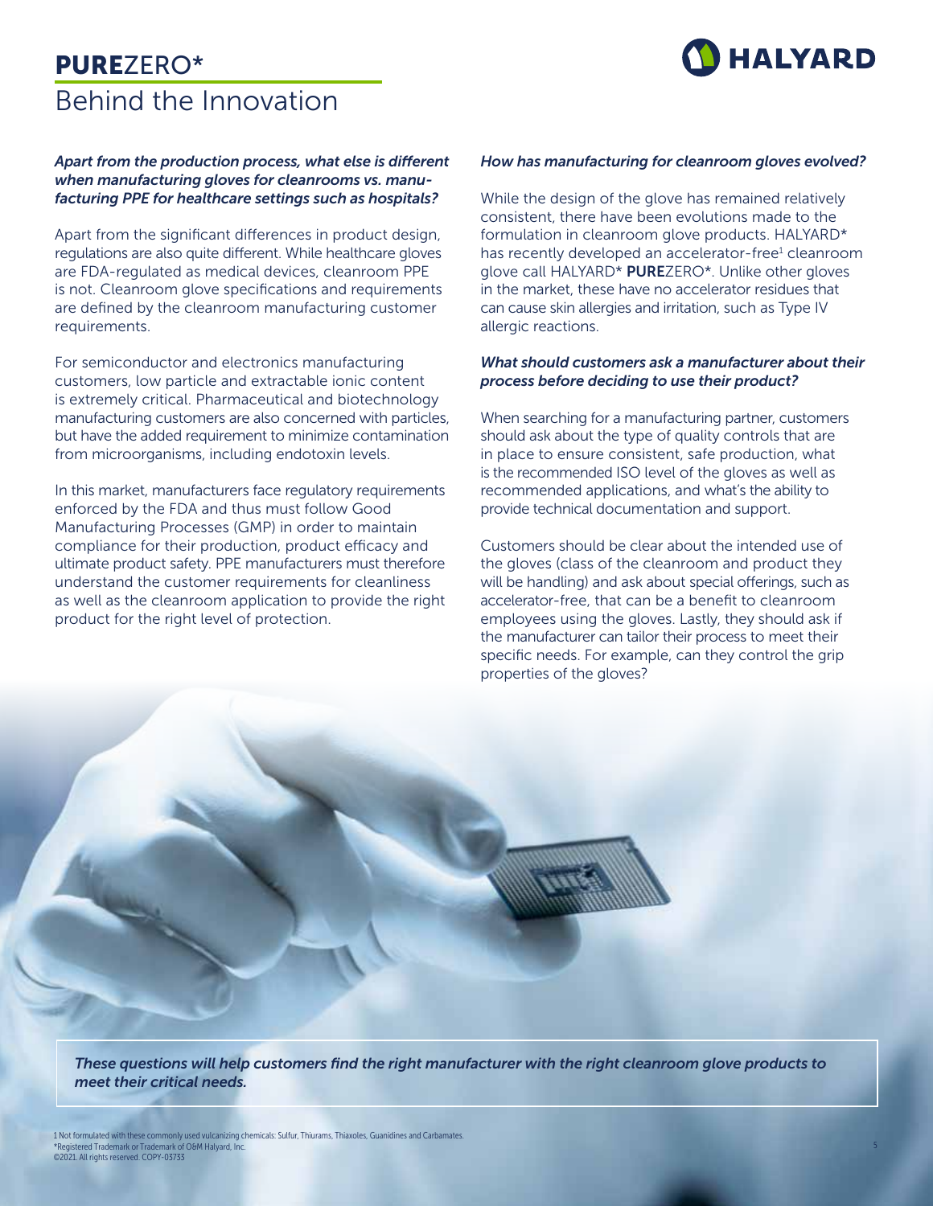# **PURE**ZERO*

## Behind the Innovation

***Apart from the production process, what else is different when manufacturing gloves for cleanrooms vs. manufacturing PPE for healthcare settings such as hospitals?***

Apart from the significant differences in product design, regulations are also quite different. While healthcare gloves are FDA-regulated as medical devices, cleanroom PPE is not. Cleanroom glove specifications and requirements are defined by the cleanroom manufacturing customer requirements.

For semiconductor and electronics manufacturing customers, low particle and extractable ionic content is extremely critical. Pharmaceutical and biotechnology manufacturing customers are also concerned with particles, but have the added requirement to minimize contamination from microorganisms, including endotoxin levels.

In this market, manufacturers face regulatory requirements enforced by the FDA and thus must follow Good Manufacturing Processes (GMP) in order to maintain compliance for their production, product efficacy and ultimate product safety. PPE manufacturers must therefore understand the customer requirements for cleanliness as well as the cleanroom application to provide the right product for the right level of protection.

***How has manufacturing for cleanroom gloves evolved?***

While the design of the glove has remained relatively consistent, there have been evolutions made to the formulation in cleanroom glove products. HALYARD* has recently developed an accelerator-free[1] cleanroom glove call HALYARD* **PURE**ZERO*. Unlike other gloves in the market, these have no accelerator residues that can cause skin allergies and irritation, such as Type IV allergic reactions.

***What should customers ask a manufacturer about their process before deciding to use their product?***

When searching for a manufacturing partner, customers should ask about the type of quality controls that are in place to ensure consistent, safe production, what is the recommended ISO level of the gloves as well as recommended applications, and what's the ability to provide technical documentation and support.

Customers should be clear about the intended use of the gloves (class of the cleanroom and product they will be handling) and ask about special offerings, such as accelerator-free, that can be a benefit to cleanroom employees using the gloves. Lastly, they should ask if the manufacturer can tailor their process to meet their specific needs. For example, can they control the grip properties of the gloves?

***These questions will help customers find the right manufacturer with the right cleanroom glove products to meet their critical needs.***

1 Not formulated with these commonly used vulcanizing chemicals: Sulfur, Thiurams, Thiaxoles, Guanidines and Carbamates.
*Registered Trademark or Trademark of O&M Halyard, Inc.
©2021. All rights reserved. COPY-03733